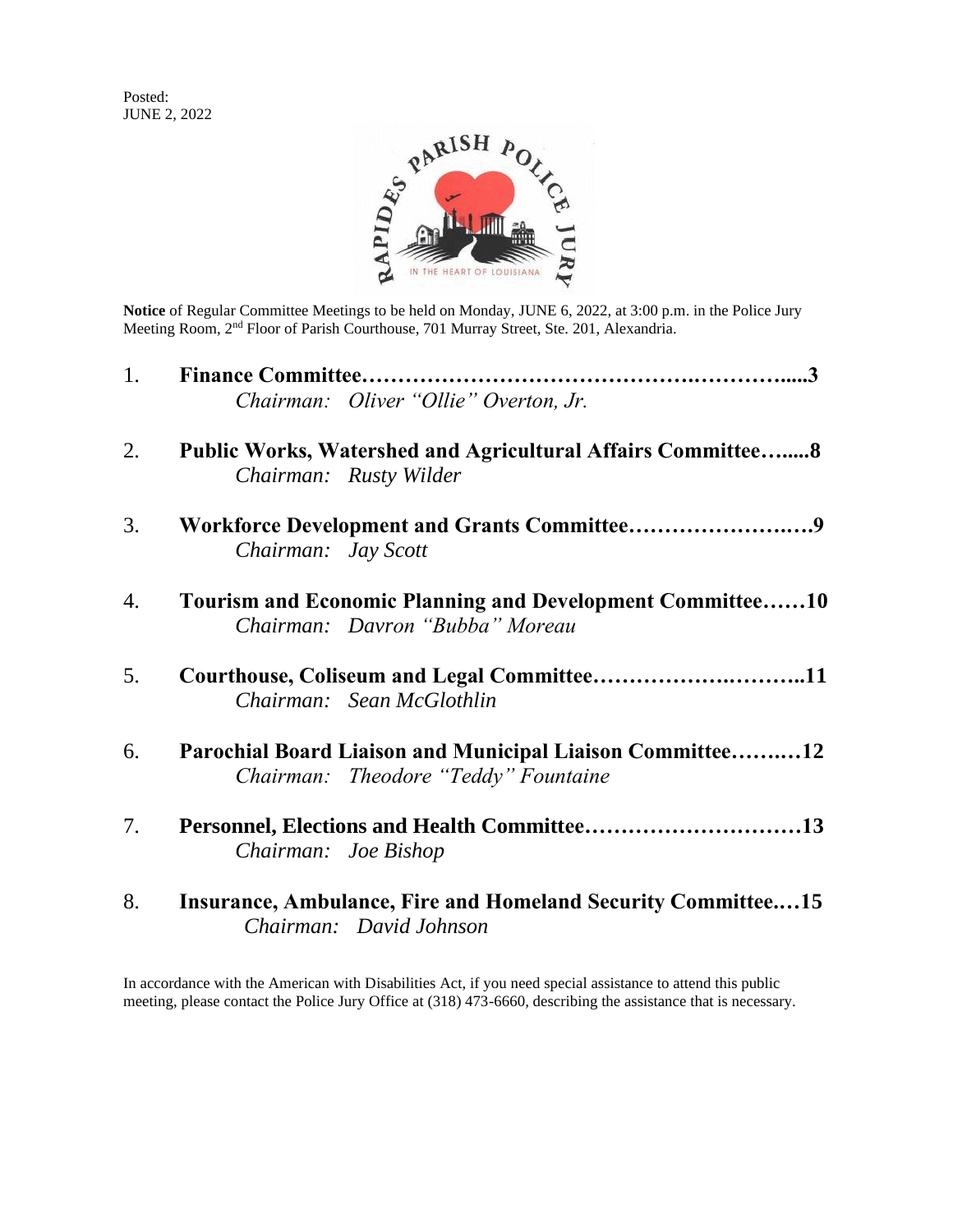Posted:
JUNE 2, 2022

RAPIDES PARISH POLICE JURY
IN THE HEART OF LOUISIANA

**Notice** of Regular Committee Meetings to be held on Monday, JUNE 6, 2022, at 3:00 p.m. in the Police Jury Meeting Room, 2nd Floor of Parish Courthouse, 701 Murray Street, Ste. 201, Alexandria.

1. **Finance Committee……………………………………….………….....3**
   *Chairman: Oliver "Ollie" Overton, Jr.*

2. **Public Works, Watershed and Agricultural Affairs Committee…......8**
   *Chairman: Rusty Wilder*

3. **Workforce Development and Grants Committee…………………..….9**
   *Chairman: Jay Scott*

4. **Tourism and Economic Planning and Development Committee……10**
   *Chairman: Davron "Bubba" Moreau*

5. **Courthouse, Coliseum and Legal Committee…………….………..11**
   *Chairman: Sean McGlothlin*

6. **Parochial Board Liaison and Municipal Liaison Committee……..…12**
   *Chairman: Theodore "Teddy" Fountaine*

7. **Personnel, Elections and Health Committee…………………………13**
   *Chairman: Joe Bishop*

8. **Insurance, Ambulance, Fire and Homeland Security Committee.…15**
   *Chairman: David Johnson*

In accordance with the American with Disabilities Act, if you need special assistance to attend this public meeting, please contact the Police Jury Office at (318) 473-6660, describing the assistance that is necessary.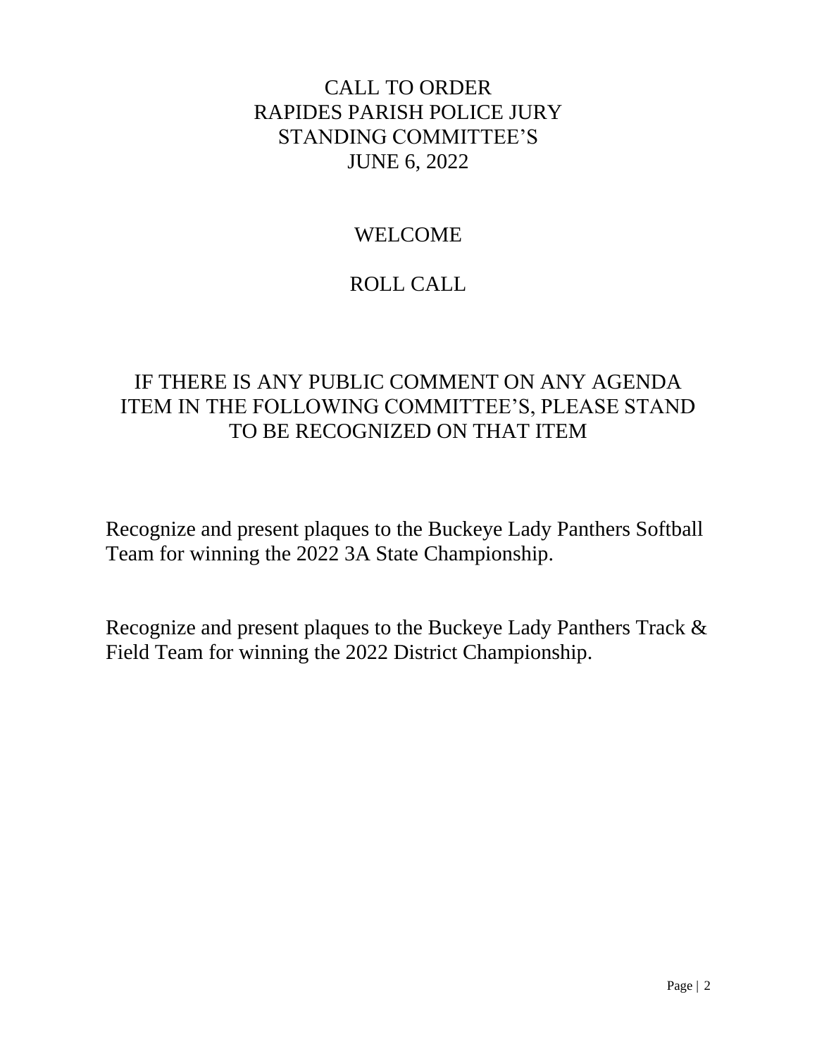# CALL TO ORDER
# RAPIDES PARISH POLICE JURY
# STANDING COMMITTEE'S
# JUNE 6, 2022

## WELCOME

## ROLL CALL

IF THERE IS ANY PUBLIC COMMENT ON ANY AGENDA ITEM IN THE FOLLOWING COMMITTEE'S, PLEASE STAND TO BE RECOGNIZED ON THAT ITEM

Recognize and present plaques to the Buckeye Lady Panthers Softball Team for winning the 2022 3A State Championship.

Recognize and present plaques to the Buckeye Lady Panthers Track & Field Team for winning the 2022 District Championship.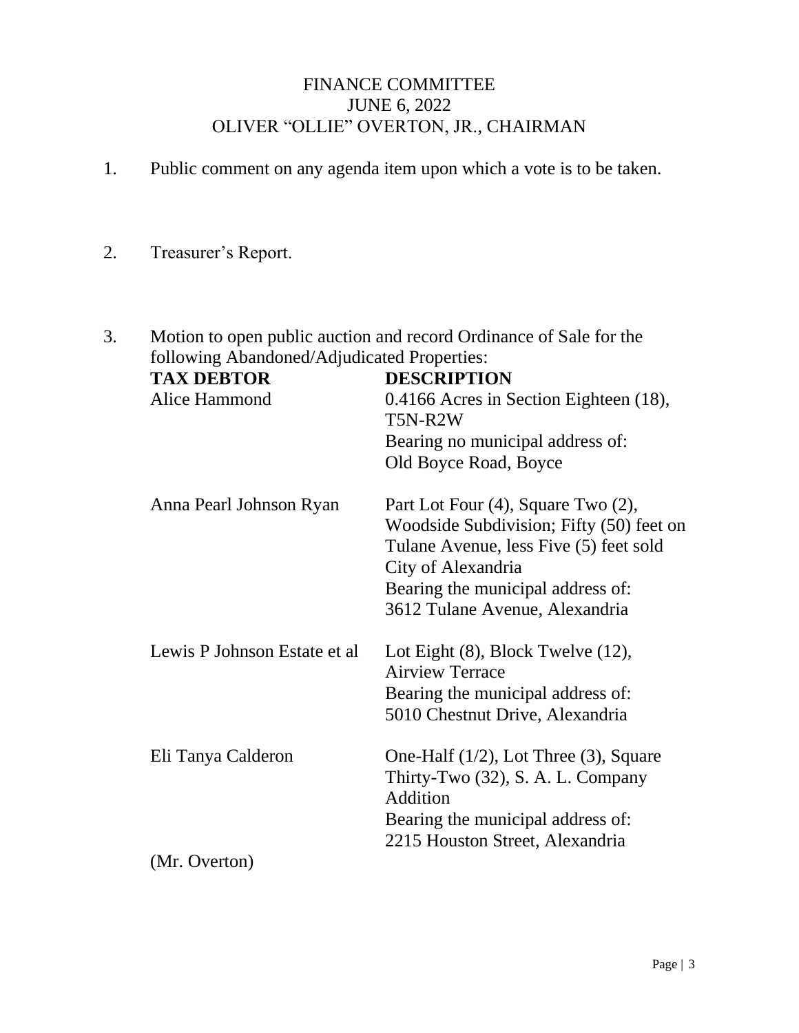# FINANCE COMMITTEE
## JUNE 6, 2022
## OLIVER "OLLIE" OVERTON, JR., CHAIRMAN

1. Public comment on any agenda item upon which a vote is to be taken.

2. Treasurer's Report.

3. Motion to open public auction and record Ordinance of Sale for the following Abandoned/Adjudicated Properties:

| **TAX DEBTOR** | **DESCRIPTION** |
|---|---|
| Alice Hammond | 0.4166 Acres in Section Eighteen (18), T5N-R2W<br>Bearing no municipal address of:<br>Old Boyce Road, Boyce |
| Anna Pearl Johnson Ryan | Part Lot Four (4), Square Two (2), Woodside Subdivision; Fifty (50) feet on Tulane Avenue, less Five (5) feet sold City of Alexandria<br>Bearing the municipal address of:<br>3612 Tulane Avenue, Alexandria |
| Lewis P Johnson Estate et al | Lot Eight (8), Block Twelve (12), Airview Terrace<br>Bearing the municipal address of:<br>5010 Chestnut Drive, Alexandria |
| Eli Tanya Calderon | One-Half (1/2), Lot Three (3), Square Thirty-Two (32), S. A. L. Company Addition<br>Bearing the municipal address of:<br>2215 Houston Street, Alexandria |

(Mr. Overton)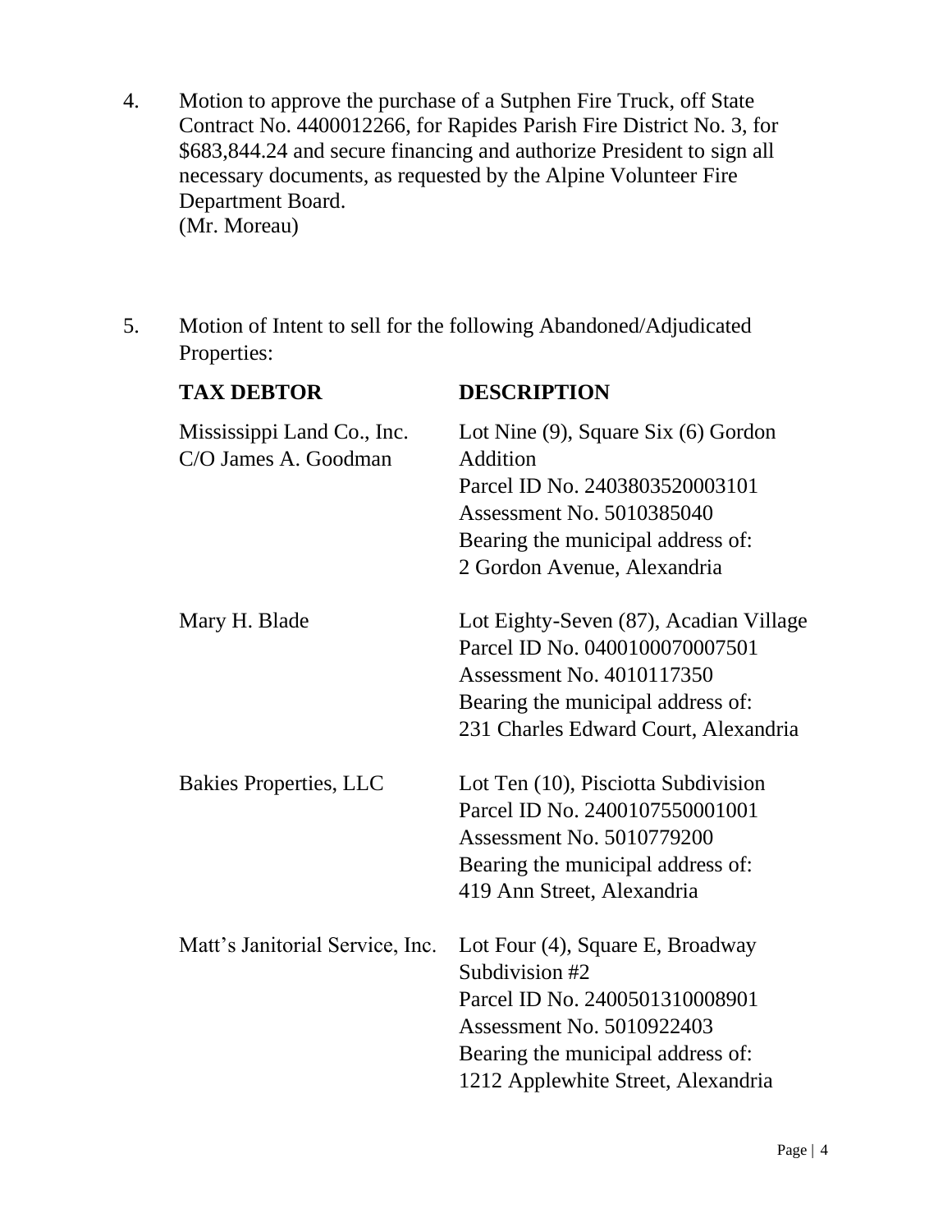4. Motion to approve the purchase of a Sutphen Fire Truck, off State Contract No. 4400012266, for Rapides Parish Fire District No. 3, for $683,844.24 and secure financing and authorize President to sign all necessary documents, as requested by the Alpine Volunteer Fire Department Board.
(Mr. Moreau)

5. Motion of Intent to sell for the following Abandoned/Adjudicated Properties:

| **TAX DEBTOR** | **DESCRIPTION** |
|---|---|
| Mississippi Land Co., Inc. C/O James A. Goodman | Lot Nine (9), Square Six (6) Gordon Addition<br>Parcel ID No. 2403803520003101<br>Assessment No. 5010385040<br>Bearing the municipal address of:<br>2 Gordon Avenue, Alexandria |
| Mary H. Blade | Lot Eighty-Seven (87), Acadian Village<br>Parcel ID No. 0400100070007501<br>Assessment No. 4010117350<br>Bearing the municipal address of:<br>231 Charles Edward Court, Alexandria |
| Bakies Properties, LLC | Lot Ten (10), Pisciotta Subdivision<br>Parcel ID No. 2400107550001001<br>Assessment No. 5010779200<br>Bearing the municipal address of:<br>419 Ann Street, Alexandria |
| Matt's Janitorial Service, Inc. | Lot Four (4), Square E, Broadway Subdivision #2<br>Parcel ID No. 2400501310008901<br>Assessment No. 5010922403<br>Bearing the municipal address of:<br>1212 Applewhite Street, Alexandria |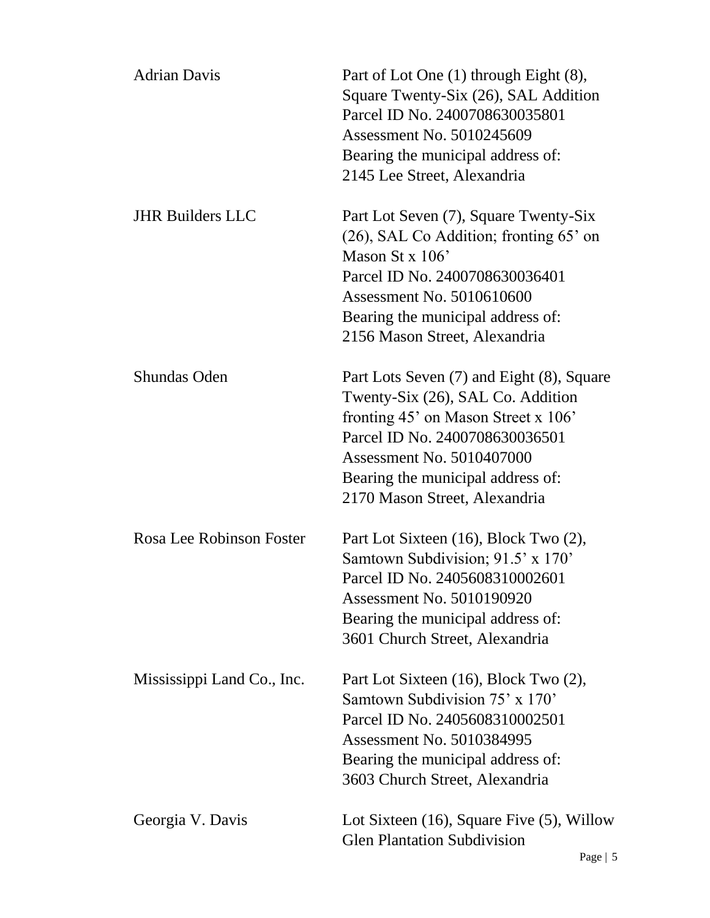| | |
|---|---|
| Adrian Davis | Part of Lot One (1) through Eight (8), Square Twenty-Six (26), SAL Addition<br>Parcel ID No. 2400708630035801<br>Assessment No. 5010245609<br>Bearing the municipal address of:<br>2145 Lee Street, Alexandria |
| JHR Builders LLC | Part Lot Seven (7), Square Twenty-Six (26), SAL Co Addition; fronting 65' on Mason St x 106'<br>Parcel ID No. 2400708630036401<br>Assessment No. 5010610600<br>Bearing the municipal address of:<br>2156 Mason Street, Alexandria |
| Shundas Oden | Part Lots Seven (7) and Eight (8), Square Twenty-Six (26), SAL Co. Addition fronting 45' on Mason Street x 106'<br>Parcel ID No. 2400708630036501<br>Assessment No. 5010407000<br>Bearing the municipal address of:<br>2170 Mason Street, Alexandria |
| Rosa Lee Robinson Foster | Part Lot Sixteen (16), Block Two (2), Samtown Subdivision; 91.5' x 170'<br>Parcel ID No. 2405608310002601<br>Assessment No. 5010190920<br>Bearing the municipal address of:<br>3601 Church Street, Alexandria |
| Mississippi Land Co., Inc. | Part Lot Sixteen (16), Block Two (2), Samtown Subdivision 75' x 170'<br>Parcel ID No. 2405608310002501<br>Assessment No. 5010384995<br>Bearing the municipal address of:<br>3603 Church Street, Alexandria |
| Georgia V. Davis | Lot Sixteen (16), Square Five (5), Willow Glen Plantation Subdivision |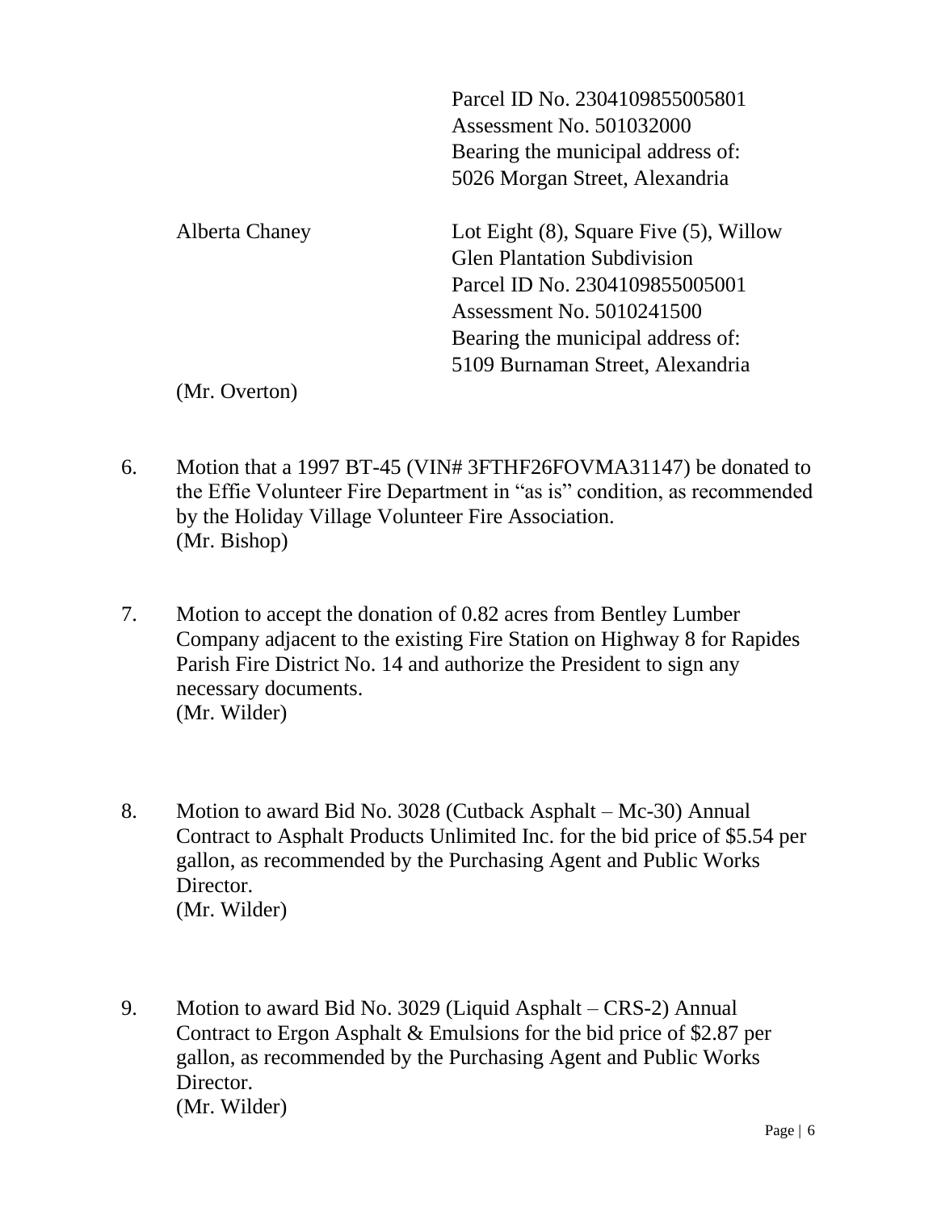| | |
|---|---|
| | Parcel ID No. 2304109855005801<br>Assessment No. 501032000<br>Bearing the municipal address of:<br>5026 Morgan Street, Alexandria |
| Alberta Chaney | Lot Eight (8), Square Five (5), Willow Glen Plantation Subdivision<br>Parcel ID No. 2304109855005001<br>Assessment No. 5010241500<br>Bearing the municipal address of:<br>5109 Burnaman Street, Alexandria |

(Mr. Overton)

6. Motion that a 1997 BT-45 (VIN# 3FTHF26FOVMA31147) be donated to the Effie Volunteer Fire Department in "as is" condition, as recommended by the Holiday Village Volunteer Fire Association.
   (Mr. Bishop)

7. Motion to accept the donation of 0.82 acres from Bentley Lumber Company adjacent to the existing Fire Station on Highway 8 for Rapides Parish Fire District No. 14 and authorize the President to sign any necessary documents.
   (Mr. Wilder)

8. Motion to award Bid No. 3028 (Cutback Asphalt – Mc-30) Annual Contract to Asphalt Products Unlimited Inc. for the bid price of $5.54 per gallon, as recommended by the Purchasing Agent and Public Works Director.
   (Mr. Wilder)

9. Motion to award Bid No. 3029 (Liquid Asphalt – CRS-2) Annual Contract to Ergon Asphalt & Emulsions for the bid price of $2.87 per gallon, as recommended by the Purchasing Agent and Public Works Director.
   (Mr. Wilder)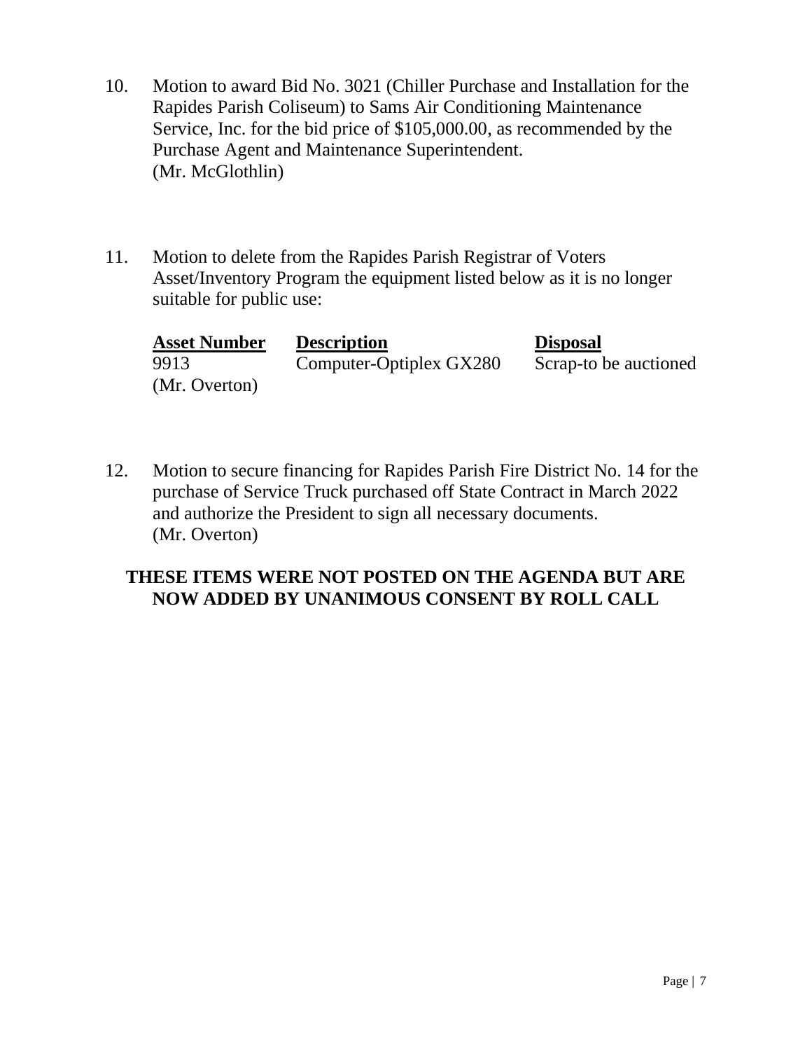10. Motion to award Bid No. 3021 (Chiller Purchase and Installation for the Rapides Parish Coliseum) to Sams Air Conditioning Maintenance Service, Inc. for the bid price of $105,000.00, as recommended by the Purchase Agent and Maintenance Superintendent.
(Mr. McGlothlin)

11. Motion to delete from the Rapides Parish Registrar of Voters Asset/Inventory Program the equipment listed below as it is no longer suitable for public use:

| Asset Number | Description | Disposal |
|---|---|---|
| 9913 | Computer-Optiplex GX280 | Scrap-to be auctioned |

(Mr. Overton)

12. Motion to secure financing for Rapides Parish Fire District No. 14 for the purchase of Service Truck purchased off State Contract in March 2022 and authorize the President to sign all necessary documents.
(Mr. Overton)

**THESE ITEMS WERE NOT POSTED ON THE AGENDA BUT ARE NOW ADDED BY UNANIMOUS CONSENT BY ROLL CALL**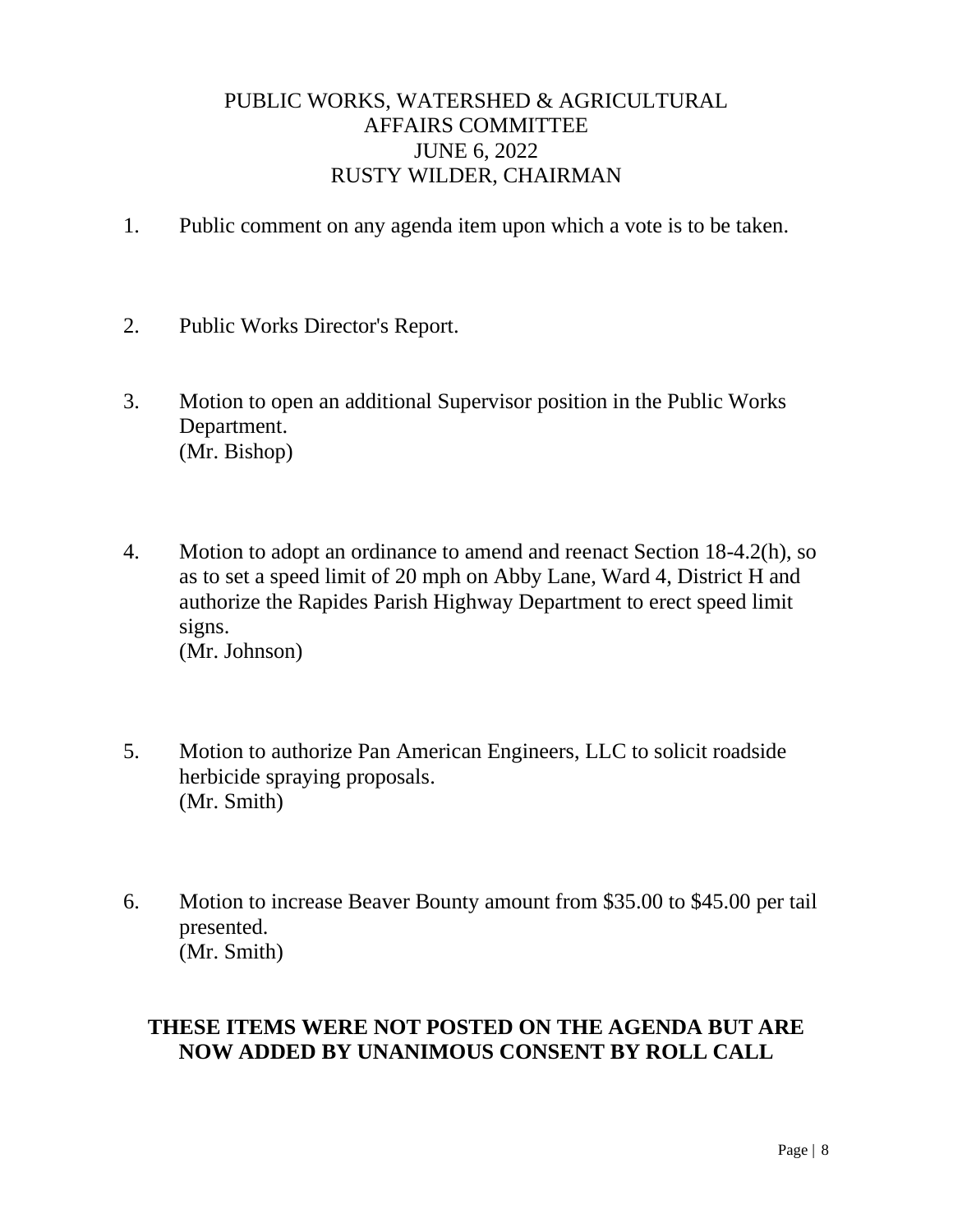# PUBLIC WORKS, WATERSHED & AGRICULTURAL AFFAIRS COMMITTEE
## JUNE 6, 2022
## RUSTY WILDER, CHAIRMAN

1. Public comment on any agenda item upon which a vote is to be taken.

2. Public Works Director's Report.

3. Motion to open an additional Supervisor position in the Public Works Department.
   (Mr. Bishop)

4. Motion to adopt an ordinance to amend and reenact Section 18-4.2(h), so as to set a speed limit of 20 mph on Abby Lane, Ward 4, District H and authorize the Rapides Parish Highway Department to erect speed limit signs.
   (Mr. Johnson)

5. Motion to authorize Pan American Engineers, LLC to solicit roadside herbicide spraying proposals.
   (Mr. Smith)

6. Motion to increase Beaver Bounty amount from $35.00 to $45.00 per tail presented.
   (Mr. Smith)

**THESE ITEMS WERE NOT POSTED ON THE AGENDA BUT ARE NOW ADDED BY UNANIMOUS CONSENT BY ROLL CALL**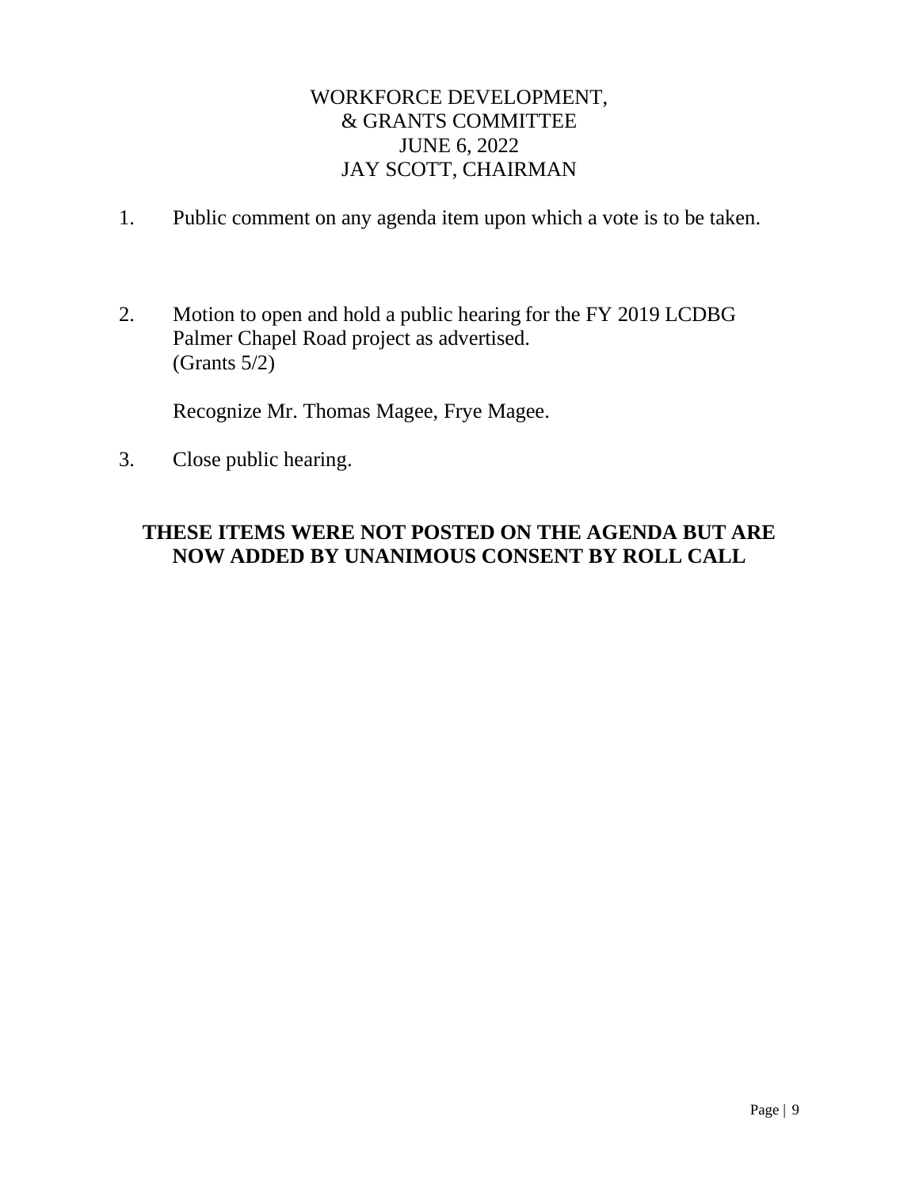WORKFORCE DEVELOPMENT,
& GRANTS COMMITTEE
JUNE 6, 2022
JAY SCOTT, CHAIRMAN

1. Public comment on any agenda item upon which a vote is to be taken.

2. Motion to open and hold a public hearing for the FY 2019 LCDBG Palmer Chapel Road project as advertised.
   (Grants 5/2)

   Recognize Mr. Thomas Magee, Frye Magee.

3. Close public hearing.

**THESE ITEMS WERE NOT POSTED ON THE AGENDA BUT ARE NOW ADDED BY UNANIMOUS CONSENT BY ROLL CALL**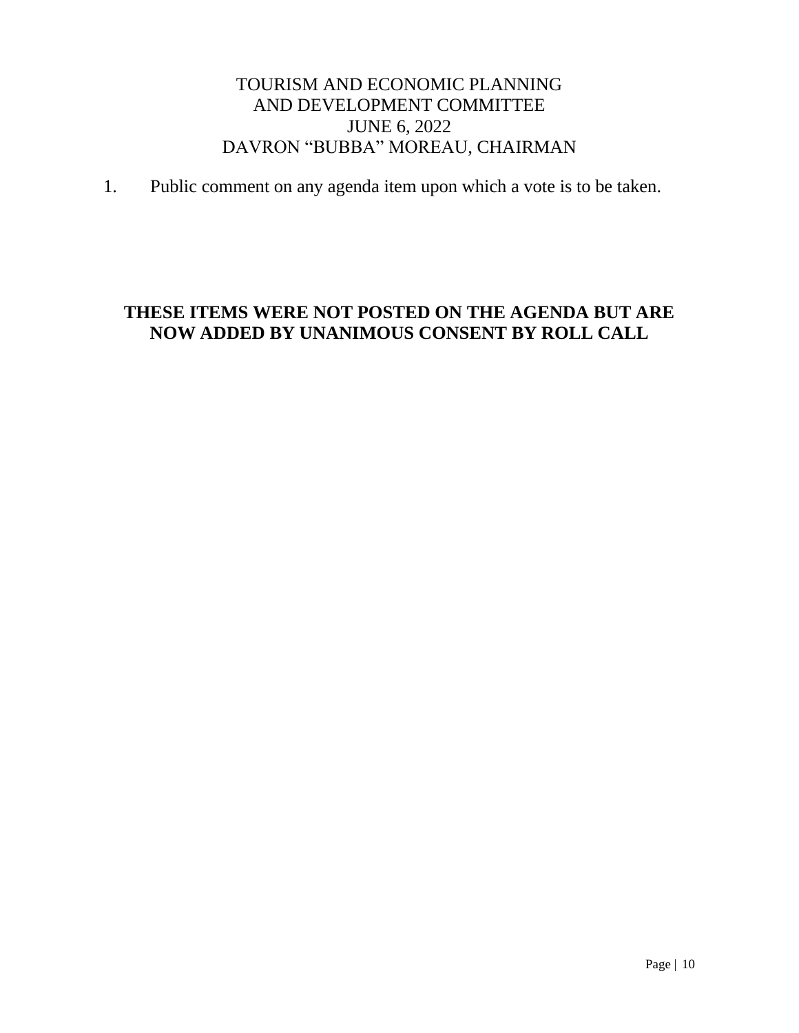TOURISM AND ECONOMIC PLANNING
AND DEVELOPMENT COMMITTEE
JUNE 6, 2022
DAVRON "BUBBA" MOREAU, CHAIRMAN

1. Public comment on any agenda item upon which a vote is to be taken.

**THESE ITEMS WERE NOT POSTED ON THE AGENDA BUT ARE NOW ADDED BY UNANIMOUS CONSENT BY ROLL CALL**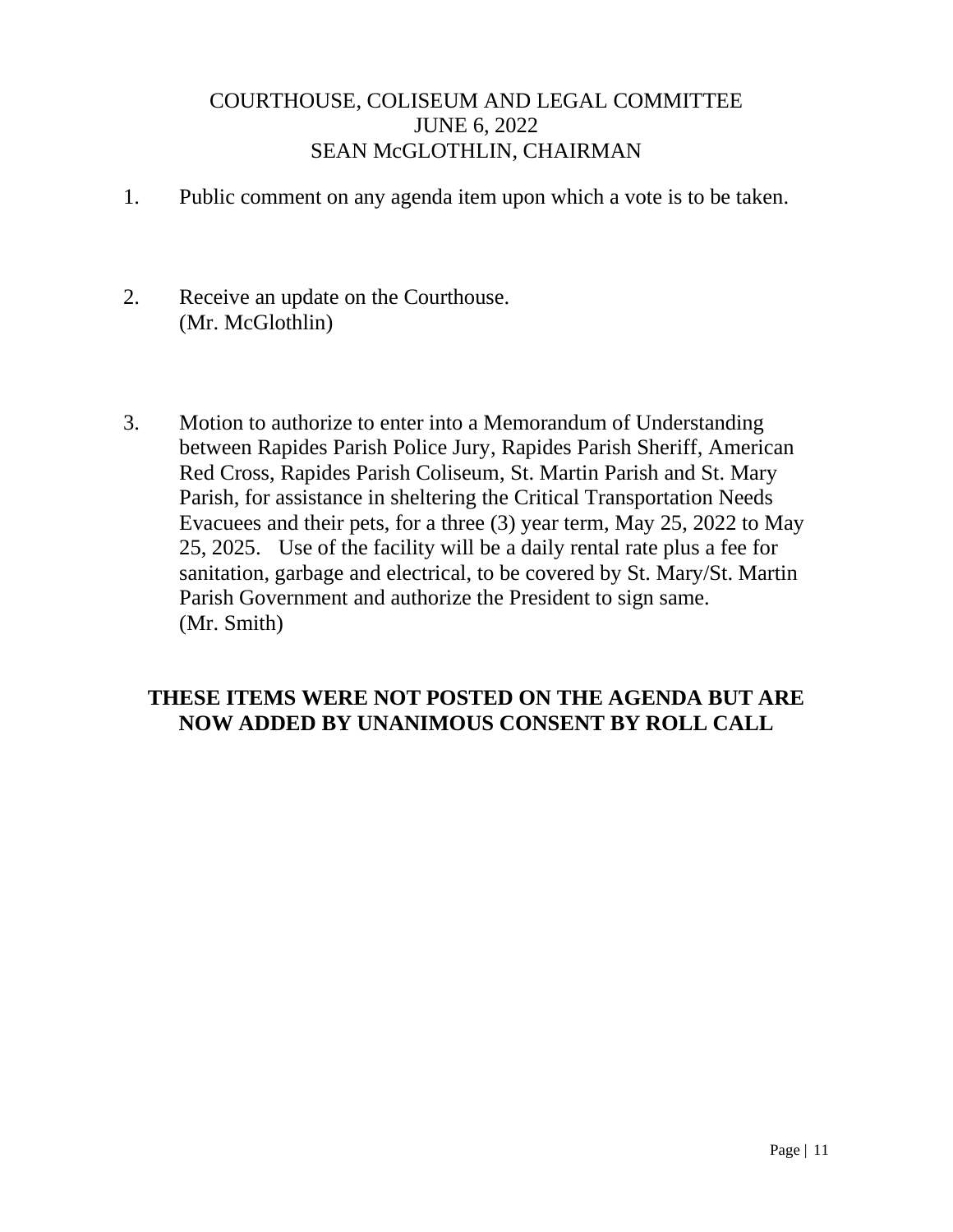# COURTHOUSE, COLISEUM AND LEGAL COMMITTEE
## JUNE 6, 2022
## SEAN McGLOTHLIN, CHAIRMAN

1. Public comment on any agenda item upon which a vote is to be taken.

2. Receive an update on the Courthouse.
   (Mr. McGlothlin)

3. Motion to authorize to enter into a Memorandum of Understanding between Rapides Parish Police Jury, Rapides Parish Sheriff, American Red Cross, Rapides Parish Coliseum, St. Martin Parish and St. Mary Parish, for assistance in sheltering the Critical Transportation Needs Evacuees and their pets, for a three (3) year term, May 25, 2022 to May 25, 2025. Use of the facility will be a daily rental rate plus a fee for sanitation, garbage and electrical, to be covered by St. Mary/St. Martin Parish Government and authorize the President to sign same.
   (Mr. Smith)

**THESE ITEMS WERE NOT POSTED ON THE AGENDA BUT ARE NOW ADDED BY UNANIMOUS CONSENT BY ROLL CALL**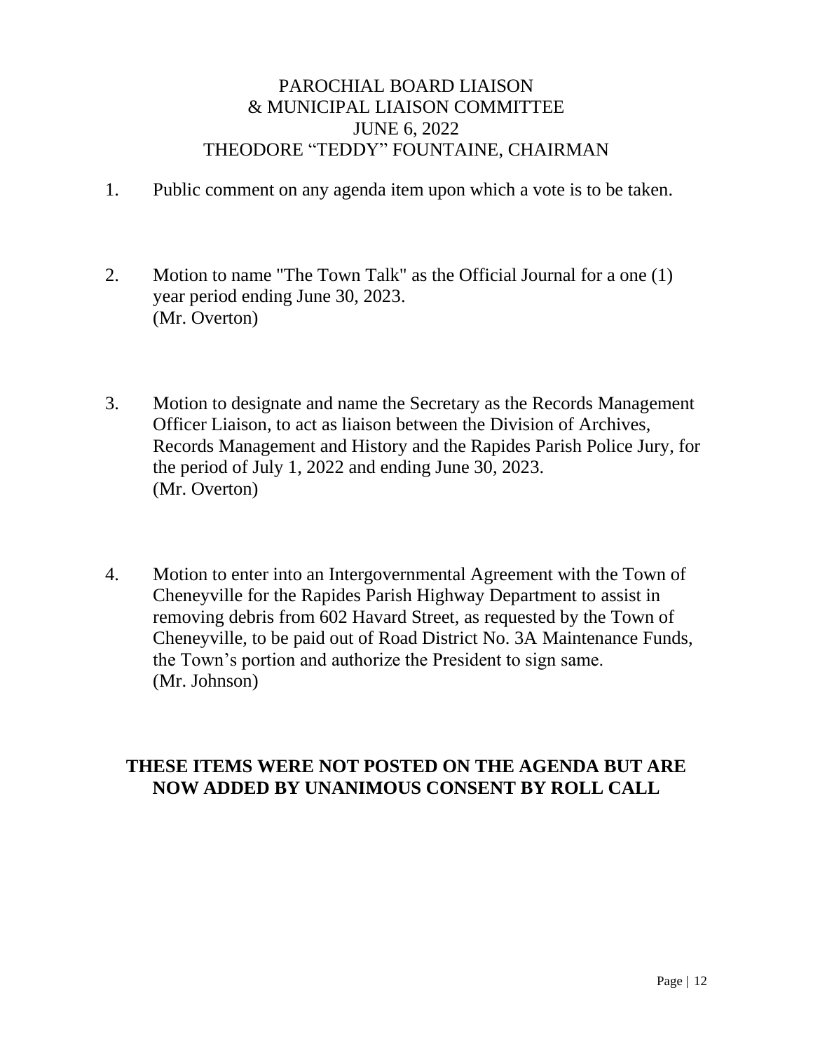# PAROCHIAL BOARD LIAISON
# & MUNICIPAL LIAISON COMMITTEE
# JUNE 6, 2022
# THEODORE "TEDDY" FOUNTAINE, CHAIRMAN

1. Public comment on any agenda item upon which a vote is to be taken.

2. Motion to name "The Town Talk" as the Official Journal for a one (1) year period ending June 30, 2023.
   (Mr. Overton)

3. Motion to designate and name the Secretary as the Records Management Officer Liaison, to act as liaison between the Division of Archives, Records Management and History and the Rapides Parish Police Jury, for the period of July 1, 2022 and ending June 30, 2023.
   (Mr. Overton)

4. Motion to enter into an Intergovernmental Agreement with the Town of Cheneyville for the Rapides Parish Highway Department to assist in removing debris from 602 Havard Street, as requested by the Town of Cheneyville, to be paid out of Road District No. 3A Maintenance Funds, the Town's portion and authorize the President to sign same.
   (Mr. Johnson)

**THESE ITEMS WERE NOT POSTED ON THE AGENDA BUT ARE NOW ADDED BY UNANIMOUS CONSENT BY ROLL CALL**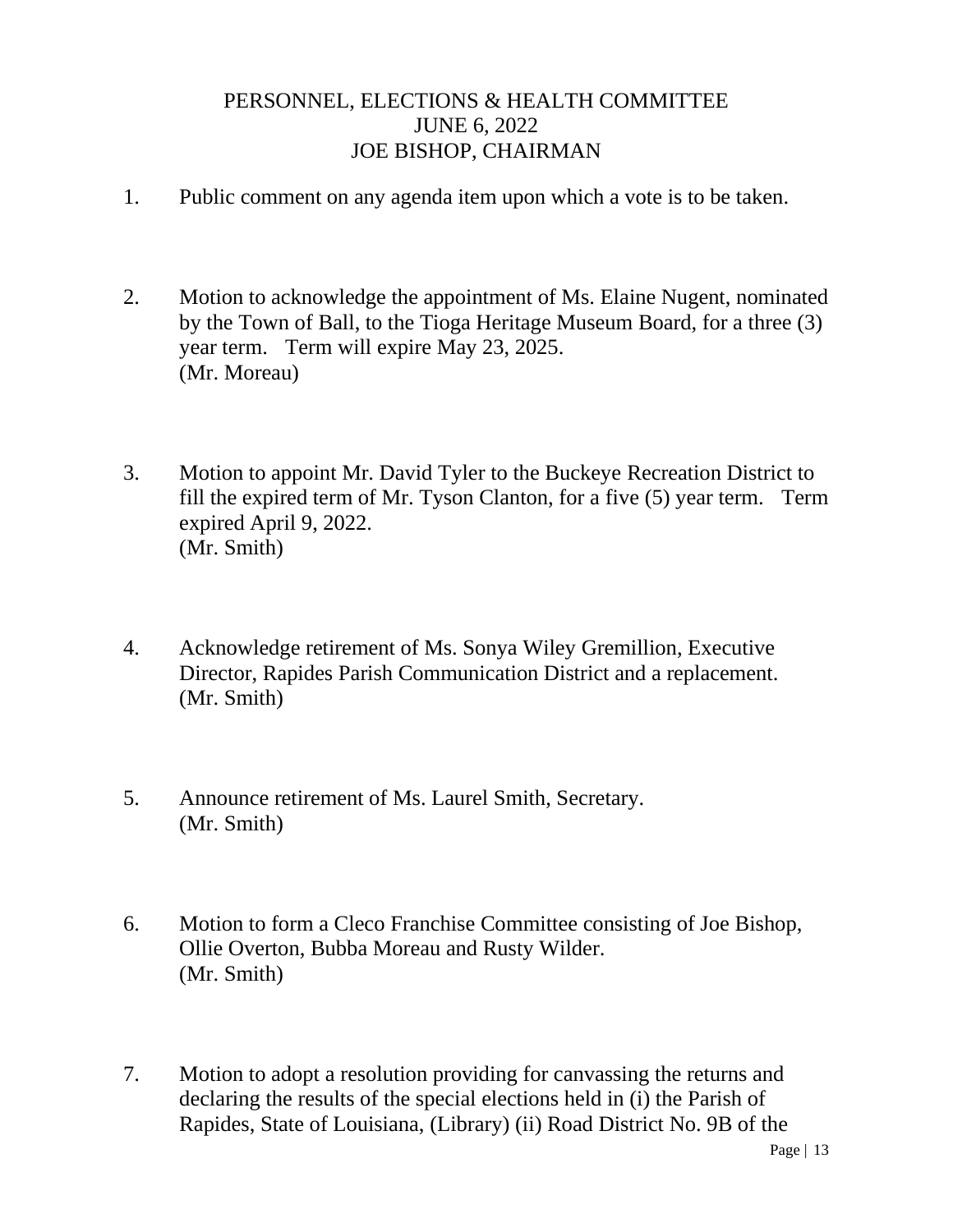PERSONNEL, ELECTIONS & HEALTH COMMITTEE
JUNE 6, 2022
JOE BISHOP, CHAIRMAN

1. Public comment on any agenda item upon which a vote is to be taken.

2. Motion to acknowledge the appointment of Ms. Elaine Nugent, nominated by the Town of Ball, to the Tioga Heritage Museum Board, for a three (3) year term. Term will expire May 23, 2025.
(Mr. Moreau)

3. Motion to appoint Mr. David Tyler to the Buckeye Recreation District to fill the expired term of Mr. Tyson Clanton, for a five (5) year term. Term expired April 9, 2022.
(Mr. Smith)

4. Acknowledge retirement of Ms. Sonya Wiley Gremillion, Executive Director, Rapides Parish Communication District and a replacement.
(Mr. Smith)

5. Announce retirement of Ms. Laurel Smith, Secretary.
(Mr. Smith)

6. Motion to form a Cleco Franchise Committee consisting of Joe Bishop, Ollie Overton, Bubba Moreau and Rusty Wilder.
(Mr. Smith)

7. Motion to adopt a resolution providing for canvassing the returns and declaring the results of the special elections held in (i) the Parish of Rapides, State of Louisiana, (Library) (ii) Road District No. 9B of the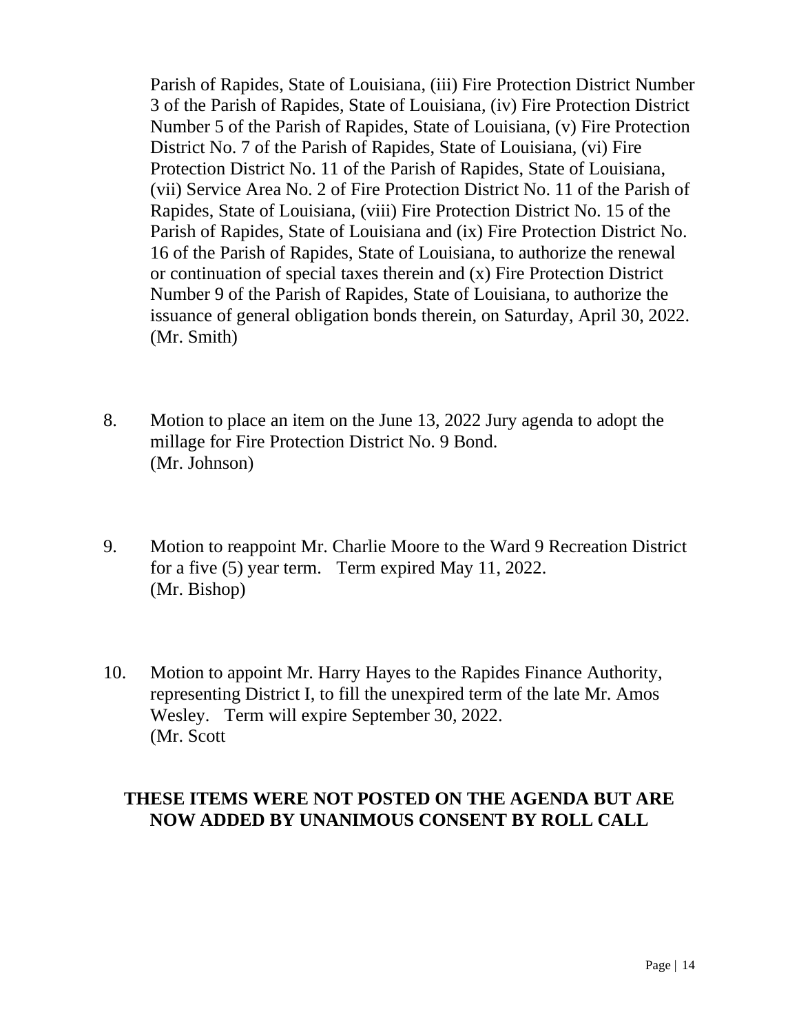Parish of Rapides, State of Louisiana, (iii) Fire Protection District Number 3 of the Parish of Rapides, State of Louisiana, (iv) Fire Protection District Number 5 of the Parish of Rapides, State of Louisiana, (v) Fire Protection District No. 7 of the Parish of Rapides, State of Louisiana, (vi) Fire Protection District No. 11 of the Parish of Rapides, State of Louisiana, (vii) Service Area No. 2 of Fire Protection District No. 11 of the Parish of Rapides, State of Louisiana, (viii) Fire Protection District No. 15 of the Parish of Rapides, State of Louisiana and (ix) Fire Protection District No. 16 of the Parish of Rapides, State of Louisiana, to authorize the renewal or continuation of special taxes therein and (x) Fire Protection District Number 9 of the Parish of Rapides, State of Louisiana, to authorize the issuance of general obligation bonds therein, on Saturday, April 30, 2022.
(Mr. Smith)

8. Motion to place an item on the June 13, 2022 Jury agenda to adopt the millage for Fire Protection District No. 9 Bond.
(Mr. Johnson)

9. Motion to reappoint Mr. Charlie Moore to the Ward 9 Recreation District for a five (5) year term. Term expired May 11, 2022.
(Mr. Bishop)

10. Motion to appoint Mr. Harry Hayes to the Rapides Finance Authority, representing District I, to fill the unexpired term of the late Mr. Amos Wesley. Term will expire September 30, 2022.
(Mr. Scott

**THESE ITEMS WERE NOT POSTED ON THE AGENDA BUT ARE NOW ADDED BY UNANIMOUS CONSENT BY ROLL CALL**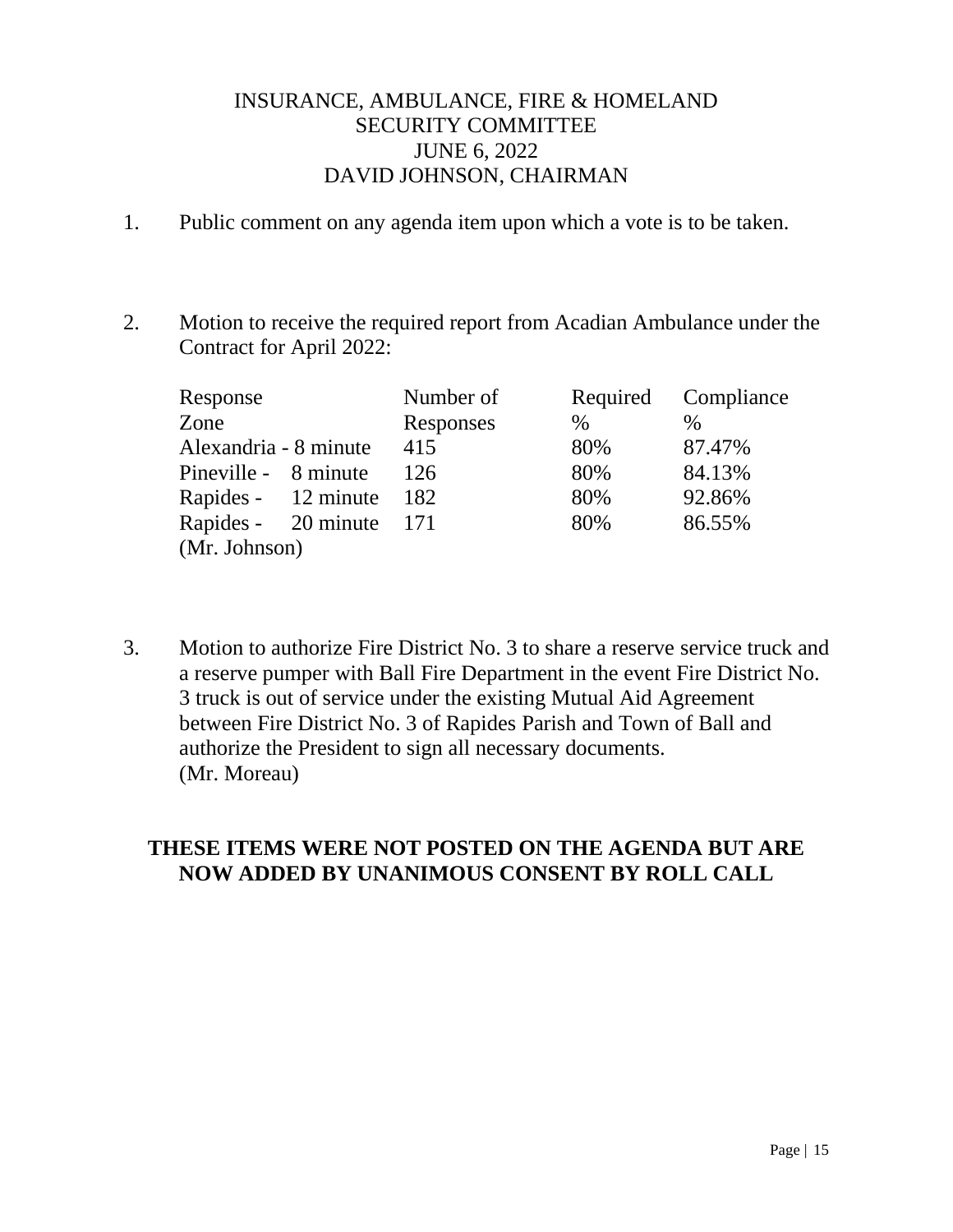# INSURANCE, AMBULANCE, FIRE & HOMELAND SECURITY COMMITTEE
## JUNE 6, 2022
## DAVID JOHNSON, CHAIRMAN

1. Public comment on any agenda item upon which a vote is to be taken.

2. Motion to receive the required report from Acadian Ambulance under the Contract for April 2022:

| Response Zone | Number of Responses | Required % | Compliance % |
|---|---|---|---|
| Alexandria - 8 minute | 415 | 80% | 87.47% |
| Pineville - 8 minute | 126 | 80% | 84.13% |
| Rapides - 12 minute | 182 | 80% | 92.86% |
| Rapides - 20 minute | 171 | 80% | 86.55% |

(Mr. Johnson)

3. Motion to authorize Fire District No. 3 to share a reserve service truck and a reserve pumper with Ball Fire Department in the event Fire District No. 3 truck is out of service under the existing Mutual Aid Agreement between Fire District No. 3 of Rapides Parish and Town of Ball and authorize the President to sign all necessary documents.
(Mr. Moreau)

**THESE ITEMS WERE NOT POSTED ON THE AGENDA BUT ARE NOW ADDED BY UNANIMOUS CONSENT BY ROLL CALL**